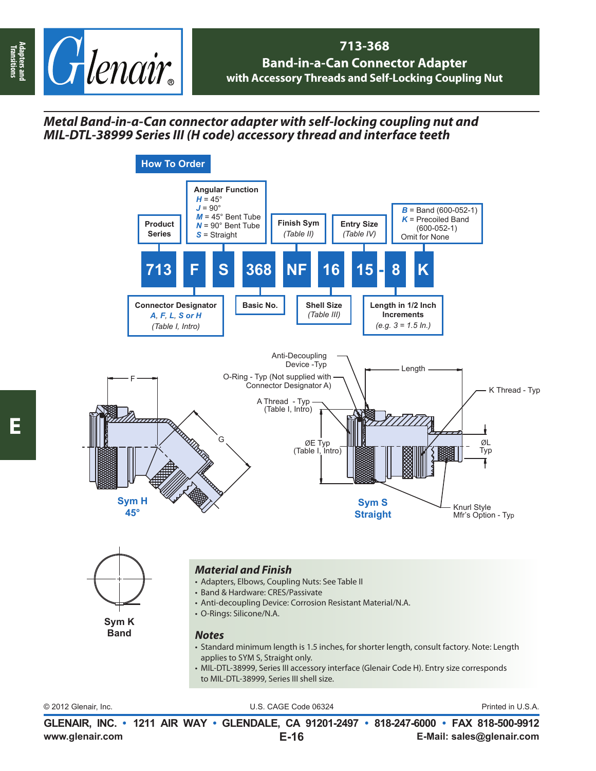# 713-368
## Band-in-a-Can Connector Adapter
### with Accessory Threads and Self-Locking Coupling Nut

***Metal Band-in-a-Can connector adapter with self-locking coupling nut and MIL-DTL-38999 Series III (H code) accessory thread and interface teeth***

## How To Order

| 713 | F | S | 368 | NF | 16 | 15 - 8 | K |
|---|---|---|---|---|---|---|---|

- **Product Series** — 713
- **Connector Designator** — *A, F, L, S or H* (Table I, Intro)
- **Angular Function** — *H* = 45°, *J* = 90°, *M* = 45° Bent Tube, *N* = 90° Bent Tube, *S* = Straight
- **Basic No.** — 368
- **Finish Sym** — (Table II)
- **Shell Size** — (Table III)
- **Entry Size** — (Table IV)
- **Length in 1/2 Inch Increments** — (e.g. 3 = 1.5 In.)
- *B* = Band (600-052-1), *K* = Precoiled Band (600-052-1), Omit for None

Anti-Decoupling Device -Typ
O-Ring - Typ (Not supplied with Connector Designator A)
A Thread - Typ (Table I, Intro)
ØE Typ (Table I, Intro)
Length
K Thread - Typ
ØL Typ
Knurl Style Mfr's Option - Typ
F
G

**Sym H 45°**

**Sym S Straight**

**Sym K Band**

### *Material and Finish*

- Adapters, Elbows, Coupling Nuts: See Table II
- Band & Hardware: CRES/Passivate
- Anti-decoupling Device: Corrosion Resistant Material/N.A.
- O-Rings: Silicone/N.A.

### *Notes*

- Standard minimum length is 1.5 inches, for shorter length, consult factory. Note: Length applies to SYM S, Straight only.
- MIL-DTL-38999, Series III accessory interface (Glenair Code H). Entry size corresponds to MIL-DTL-38999, Series III shell size.

© 2012 Glenair, Inc. U.S. CAGE Code 06324 Printed in U.S.A.

**GLENAIR, INC. • 1211 AIR WAY • GLENDALE, CA 91201-2497 • 818-247-6000 • FAX 818-500-9912**
**www.glenair.com** **E-Mail: sales@glenair.com**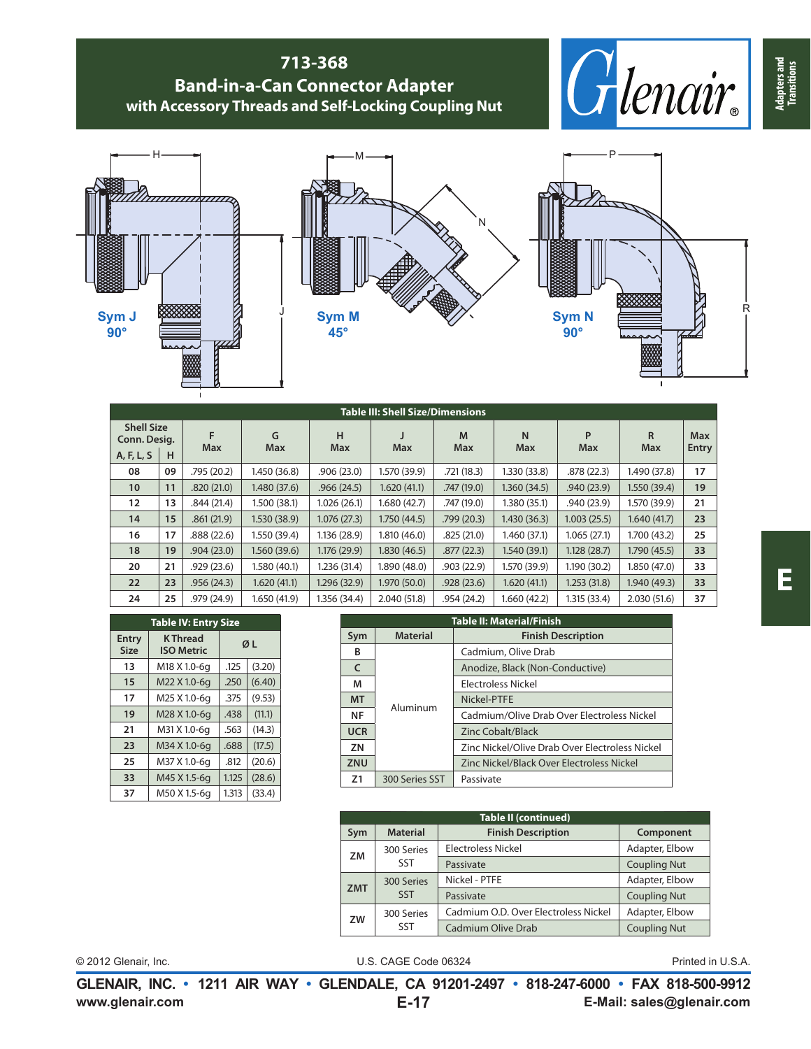# 713-368
## Band-in-a-Can Connector Adapter
### with Accessory Threads and Self-Locking Coupling Nut

Adapters and Transitions

H

M

N

P

J

R

Sym J
90°

Sym M
45°

Sym N
90°

**Table III: Shell Size/Dimensions**

| Shell Size Conn. Desig. A, F, L, S | H | F Max | G Max | H Max | J Max | M Max | N Max | P Max | R Max | Max Entry |
|---|---|---|---|---|---|---|---|---|---|---|
| 08 | 09 | .795 (20.2) | 1.450 (36.8) | .906 (23.0) | 1.570 (39.9) | .721 (18.3) | 1.330 (33.8) | .878 (22.3) | 1.490 (37.8) | 17 |
| 10 | 11 | .820 (21.0) | 1.480 (37.6) | .966 (24.5) | 1.620 (41.1) | .747 (19.0) | 1.360 (34.5) | .940 (23.9) | 1.550 (39.4) | 19 |
| 12 | 13 | .844 (21.4) | 1.500 (38.1) | 1.026 (26.1) | 1.680 (42.7) | .747 (19.0) | 1.380 (35.1) | .940 (23.9) | 1.570 (39.9) | 21 |
| 14 | 15 | .861 (21.9) | 1.530 (38.9) | 1.076 (27.3) | 1.750 (44.5) | .799 (20.3) | 1.430 (36.3) | 1.003 (25.5) | 1.640 (41.7) | 23 |
| 16 | 17 | .888 (22.6) | 1.550 (39.4) | 1.136 (28.9) | 1.810 (46.0) | .825 (21.0) | 1.460 (37.1) | 1.065 (27.1) | 1.700 (43.2) | 25 |
| 18 | 19 | .904 (23.0) | 1.560 (39.6) | 1.176 (29.9) | 1.830 (46.5) | .877 (22.3) | 1.540 (39.1) | 1.128 (28.7) | 1.790 (45.5) | 33 |
| 20 | 21 | .929 (23.6) | 1.580 (40.1) | 1.236 (31.4) | 1.890 (48.0) | .903 (22.9) | 1.570 (39.9) | 1.190 (30.2) | 1.850 (47.0) | 33 |
| 22 | 23 | .956 (24.3) | 1.620 (41.1) | 1.296 (32.9) | 1.970 (50.0) | .928 (23.6) | 1.620 (41.1) | 1.253 (31.8) | 1.940 (49.3) | 33 |
| 24 | 25 | .979 (24.9) | 1.650 (41.9) | 1.356 (34.4) | 2.040 (51.8) | .954 (24.2) | 1.660 (42.2) | 1.315 (33.4) | 2.030 (51.6) | 37 |

**Table IV: Entry Size**

| Entry Size | K Thread ISO Metric | Ø L | |
|---|---|---|---|
| 13 | M18 X 1.0-6g | .125 | (3.20) |
| 15 | M22 X 1.0-6g | .250 | (6.40) |
| 17 | M25 X 1.0-6g | .375 | (9.53) |
| 19 | M28 X 1.0-6g | .438 | (11.1) |
| 21 | M31 X 1.0-6g | .563 | (14.3) |
| 23 | M34 X 1.0-6g | .688 | (17.5) |
| 25 | M37 X 1.0-6g | .812 | (20.6) |
| 33 | M45 X 1.5-6g | 1.125 | (28.6) |
| 37 | M50 X 1.5-6g | 1.313 | (33.4) |

**Table II: Material/Finish**

| Sym | Material | Finish Description |
|---|---|---|
| B | Aluminum | Cadmium, Olive Drab |
| C | | Anodize, Black (Non-Conductive) |
| M | | Electroless Nickel |
| MT | | Nickel-PTFE |
| NF | | Cadmium/Olive Drab Over Electroless Nickel |
| UCR | | Zinc Cobalt/Black |
| ZN | | Zinc Nickel/Olive Drab Over Electroless Nickel |
| ZNU | | Zinc Nickel/Black Over Electroless Nickel |
| Z1 | 300 Series SST | Passivate |

**Table II (continued)**

| Sym | Material | Finish Description | Component |
|---|---|---|---|
| ZM | 300 Series SST | Electroless Nickel | Adapter, Elbow |
| | | Passivate | Coupling Nut |
| ZMT | 300 Series SST | Nickel - PTFE | Adapter, Elbow |
| | | Passivate | Coupling Nut |
| ZW | 300 Series SST | Cadmium O.D. Over Electroless Nickel | Adapter, Elbow |
| | | Cadmium Olive Drab | Coupling Nut |

E

© 2012 Glenair, Inc. U.S. CAGE Code 06324 Printed in U.S.A.

**GLENAIR, INC. • 1211 AIR WAY • GLENDALE, CA 91201-2497 • 818-247-6000 • FAX 818-500-9912**
**www.glenair.com** **E-17** **E-Mail: sales@glenair.com**